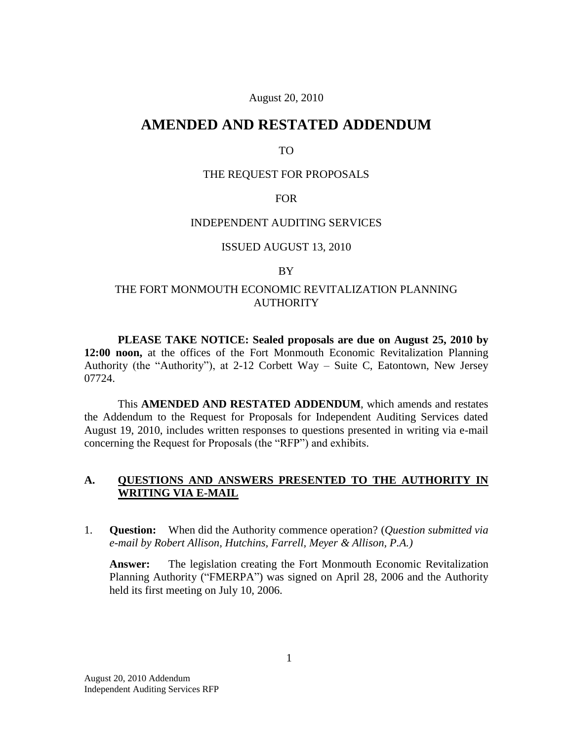August 20, 2010

# AMENDED AND RESTATED ADDENDUM

TO

THE REQUEST FOR PROPOSALS

FOR

INDEPENDENT AUDITING SERVICES

ISSUED AUGUST 13, 2010

BY

THE FORT MONMOUTH ECONOMIC REVITALIZATION PLANNING AUTHORITY

**PLEASE TAKE NOTICE: Sealed proposals are due on August 25, 2010 by 12:00 noon,** at the offices of the Fort Monmouth Economic Revitalization Planning Authority (the "Authority"), at 2-12 Corbett Way – Suite C, Eatontown, New Jersey 07724.

This **AMENDED AND RESTATED ADDENDUM**, which amends and restates the Addendum to the Request for Proposals for Independent Auditing Services dated August 19, 2010, includes written responses to questions presented in writing via e-mail concerning the Request for Proposals (the "RFP") and exhibits.

## A. QUESTIONS AND ANSWERS PRESENTED TO THE AUTHORITY IN WRITING VIA E-MAIL

1. **Question:** When did the Authority commence operation? (*Question submitted via e-mail by Robert Allison, Hutchins, Farrell, Meyer & Allison, P.A.)*

   **Answer:** The legislation creating the Fort Monmouth Economic Revitalization Planning Authority ("FMERPA") was signed on April 28, 2006 and the Authority held its first meeting on July 10, 2006.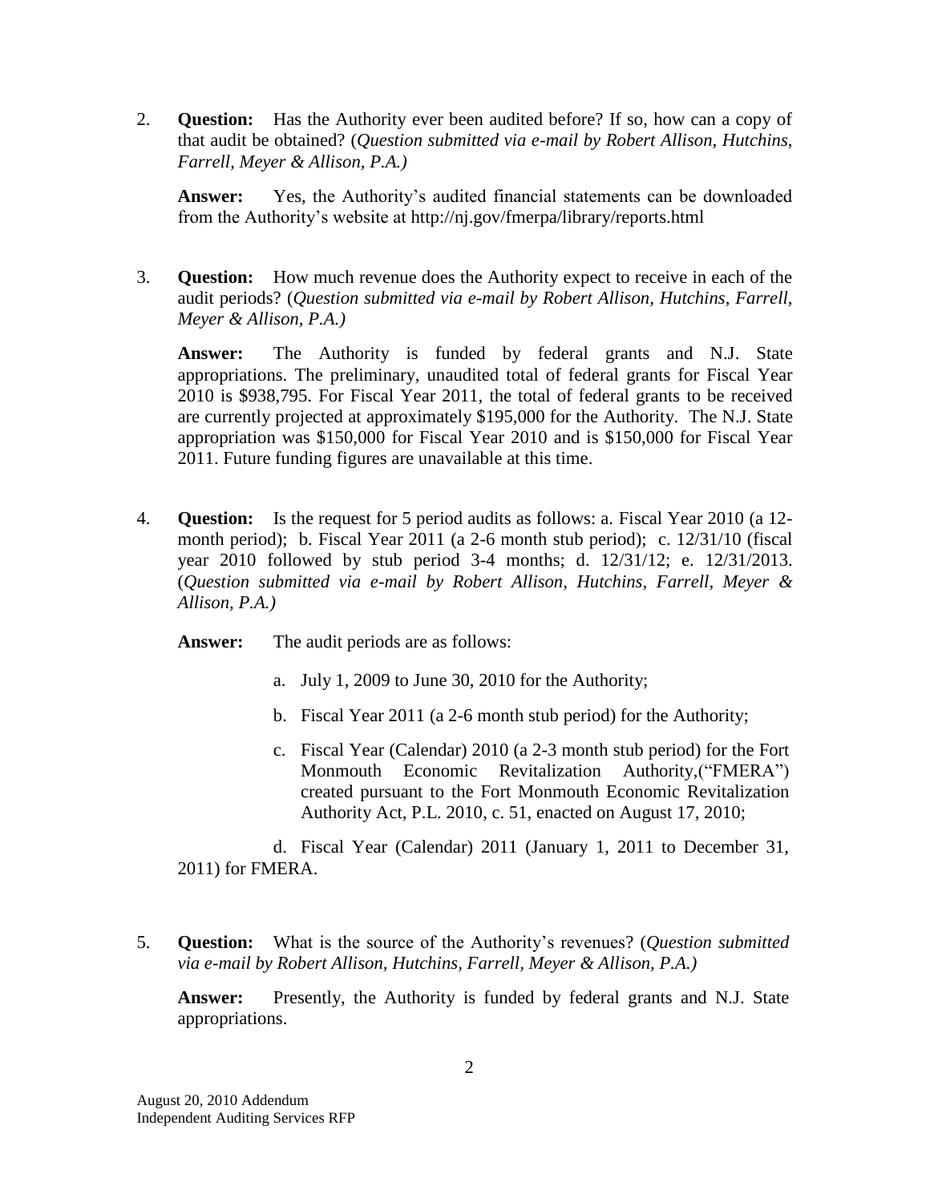2. **Question:** Has the Authority ever been audited before? If so, how can a copy of that audit be obtained? (*Question submitted via e-mail by Robert Allison, Hutchins, Farrell, Meyer & Allison, P.A.)*

   **Answer:** Yes, the Authority's audited financial statements can be downloaded from the Authority's website at http://nj.gov/fmerpa/library/reports.html

3. **Question:** How much revenue does the Authority expect to receive in each of the audit periods? (*Question submitted via e-mail by Robert Allison, Hutchins, Farrell, Meyer & Allison, P.A.)*

   **Answer:** The Authority is funded by federal grants and N.J. State appropriations. The preliminary, unaudited total of federal grants for Fiscal Year 2010 is $938,795. For Fiscal Year 2011, the total of federal grants to be received are currently projected at approximately $195,000 for the Authority. The N.J. State appropriation was $150,000 for Fiscal Year 2010 and is $150,000 for Fiscal Year 2011. Future funding figures are unavailable at this time.

4. **Question:** Is the request for 5 period audits as follows: a. Fiscal Year 2010 (a 12-month period); b. Fiscal Year 2011 (a 2-6 month stub period); c. 12/31/10 (fiscal year 2010 followed by stub period 3-4 months; d. 12/31/12; e. 12/31/2013. (*Question submitted via e-mail by Robert Allison, Hutchins, Farrell, Meyer & Allison, P.A.)*

   **Answer:** The audit periods are as follows:

   a. July 1, 2009 to June 30, 2010 for the Authority;

   b. Fiscal Year 2011 (a 2-6 month stub period) for the Authority;

   c. Fiscal Year (Calendar) 2010 (a 2-3 month stub period) for the Fort Monmouth Economic Revitalization Authority,("FMERA") created pursuant to the Fort Monmouth Economic Revitalization Authority Act, P.L. 2010, c. 51, enacted on August 17, 2010;

   d. Fiscal Year (Calendar) 2011 (January 1, 2011 to December 31, 2011) for FMERA.

5. **Question:** What is the source of the Authority's revenues? (*Question submitted via e-mail by Robert Allison, Hutchins, Farrell, Meyer & Allison, P.A.)*

   **Answer:** Presently, the Authority is funded by federal grants and N.J. State appropriations.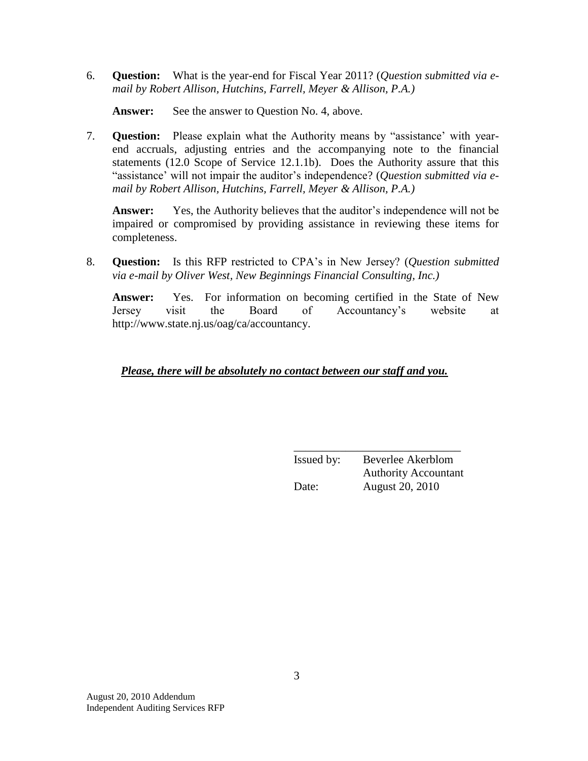6. **Question:** What is the year-end for Fiscal Year 2011? (*Question submitted via e-mail by Robert Allison, Hutchins, Farrell, Meyer & Allison, P.A.)*

   **Answer:** See the answer to Question No. 4, above.

7. **Question:** Please explain what the Authority means by "assistance' with year-end accruals, adjusting entries and the accompanying note to the financial statements (12.0 Scope of Service 12.1.1b). Does the Authority assure that this "assistance' will not impair the auditor's independence? (*Question submitted via e-mail by Robert Allison, Hutchins, Farrell, Meyer & Allison, P.A.)*

   **Answer:** Yes, the Authority believes that the auditor's independence will not be impaired or compromised by providing assistance in reviewing these items for completeness.

8. **Question:** Is this RFP restricted to CPA's in New Jersey? (*Question submitted via e-mail by Oliver West, New Beginnings Financial Consulting, Inc.)*

   **Answer:** Yes. For information on becoming certified in the State of New Jersey visit the Board of Accountancy's website at http://www.state.nj.us/oag/ca/accountancy.

***Please, there will be absolutely no contact between our staff and you.***

\_\_\_\_\_\_\_\_\_\_\_\_\_\_\_\_\_\_\_\_\_\_\_\_\_\_\_\_\_\_

Issued by: Beverlee Akerblom
Authority Accountant

Date: August 20, 2010

August 20, 2010 Addendum
Independent Auditing Services RFP